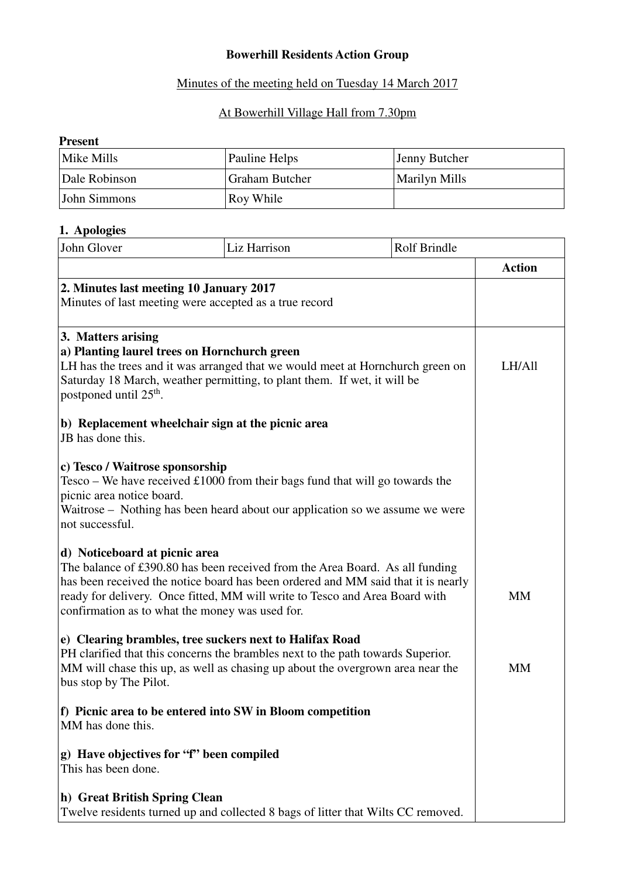**Bowerhill Residents Action Group**

Minutes of the meeting held on Tuesday 14 March 2017

At Bowerhill Village Hall from 7.30pm

**Present**

| Mike Mills | Pauline Helps | Jenny Butcher |
|---|---|---|
| Dale Robinson | Graham Butcher | Marilyn Mills |
| John Simmons | Roy While | |

**1. Apologies**

| John Glover | Liz Harrison | Rolf Brindle |
|---|---|---|

| | **Action** |
|---|---|
| **2. Minutes last meeting 10 January 2017**<br>Minutes of last meeting were accepted as a true record | |
| **3. Matters arising**<br>**a) Planting laurel trees on Hornchurch green**<br>LH has the trees and it was arranged that we would meet at Hornchurch green on Saturday 18 March, weather permitting, to plant them. If wet, it will be postponed until 25th. | LH/All |
| **b) Replacement wheelchair sign at the picnic area**<br>JB has done this. | |
| **c) Tesco / Waitrose sponsorship**<br>Tesco – We have received £1000 from their bags fund that will go towards the picnic area notice board.<br>Waitrose – Nothing has been heard about our application so we assume we were not successful. | |
| **d) Noticeboard at picnic area**<br>The balance of £390.80 has been received from the Area Board. As all funding has been received the notice board has been ordered and MM said that it is nearly ready for delivery. Once fitted, MM will write to Tesco and Area Board with confirmation as to what the money was used for. | MM |
| **e) Clearing brambles, tree suckers next to Halifax Road**<br>PH clarified that this concerns the brambles next to the path towards Superior. MM will chase this up, as well as chasing up about the overgrown area near the bus stop by The Pilot. | MM |
| **f) Picnic area to be entered into SW in Bloom competition**<br>MM has done this. | |
| **g) Have objectives for "f" been compiled**<br>This has been done. | |
| **h) Great British Spring Clean**<br>Twelve residents turned up and collected 8 bags of litter that Wilts CC removed. | |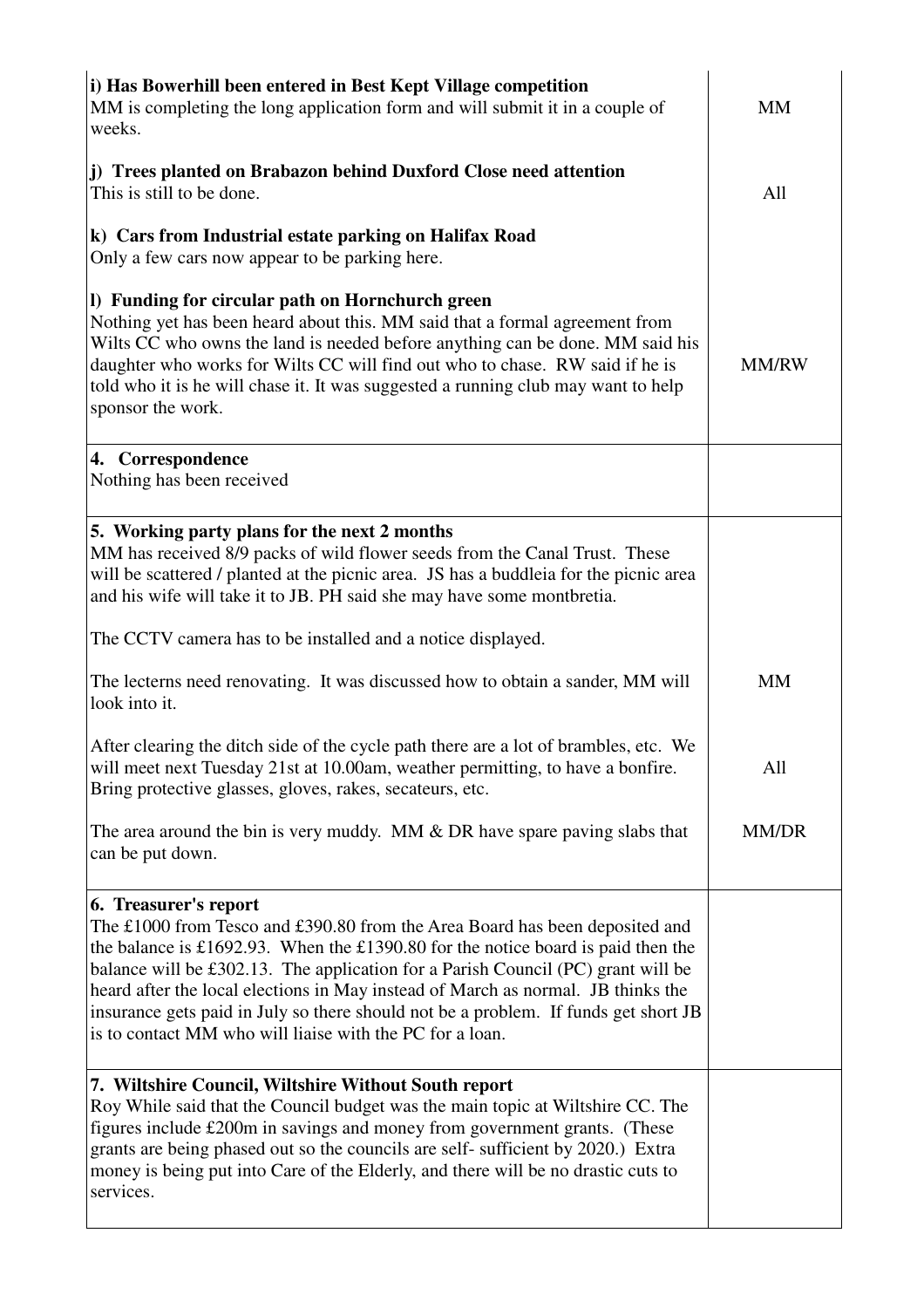| | |
|---|---|
| **i) Has Bowerhill been entered in Best Kept Village competition**<br>MM is completing the long application form and will submit it in a couple of weeks. | MM |
| **j) Trees planted on Brabazon behind Duxford Close need attention**<br>This is still to be done. | All |
| **k) Cars from Industrial estate parking on Halifax Road**<br>Only a few cars now appear to be parking here. | |
| **l) Funding for circular path on Hornchurch green**<br>Nothing yet has been heard about this. MM said that a formal agreement from Wilts CC who owns the land is needed before anything can be done. MM said his daughter who works for Wilts CC will find out who to chase. RW said if he is told who it is he will chase it. It was suggested a running club may want to help sponsor the work. | MM/RW |
| **4. Correspondence**<br>Nothing has been received | |
| **5. Working party plans for the next 2 months**<br>MM has received 8/9 packs of wild flower seeds from the Canal Trust. These will be scattered / planted at the picnic area. JS has a buddleia for the picnic area and his wife will take it to JB. PH said she may have some montbretia.<br><br>The CCTV camera has to be installed and a notice displayed.<br><br>The lecterns need renovating. It was discussed how to obtain a sander, MM will look into it.<br><br>After clearing the ditch side of the cycle path there are a lot of brambles, etc. We will meet next Tuesday 21st at 10.00am, weather permitting, to have a bonfire. Bring protective glasses, gloves, rakes, secateurs, etc.<br><br>The area around the bin is very muddy. MM & DR have spare paving slabs that can be put down. | <br><br><br><br><br>MM<br><br>All<br><br>MM/DR |
| **6. Treasurer's report**<br>The £1000 from Tesco and £390.80 from the Area Board has been deposited and the balance is £1692.93. When the £1390.80 for the notice board is paid then the balance will be £302.13. The application for a Parish Council (PC) grant will be heard after the local elections in May instead of March as normal. JB thinks the insurance gets paid in July so there should not be a problem. If funds get short JB is to contact MM who will liaise with the PC for a loan. | |
| **7. Wiltshire Council, Wiltshire Without South report**<br>Roy While said that the Council budget was the main topic at Wiltshire CC. The figures include £200m in savings and money from government grants. (These grants are being phased out so the councils are self- sufficient by 2020.) Extra money is being put into Care of the Elderly, and there will be no drastic cuts to services. | |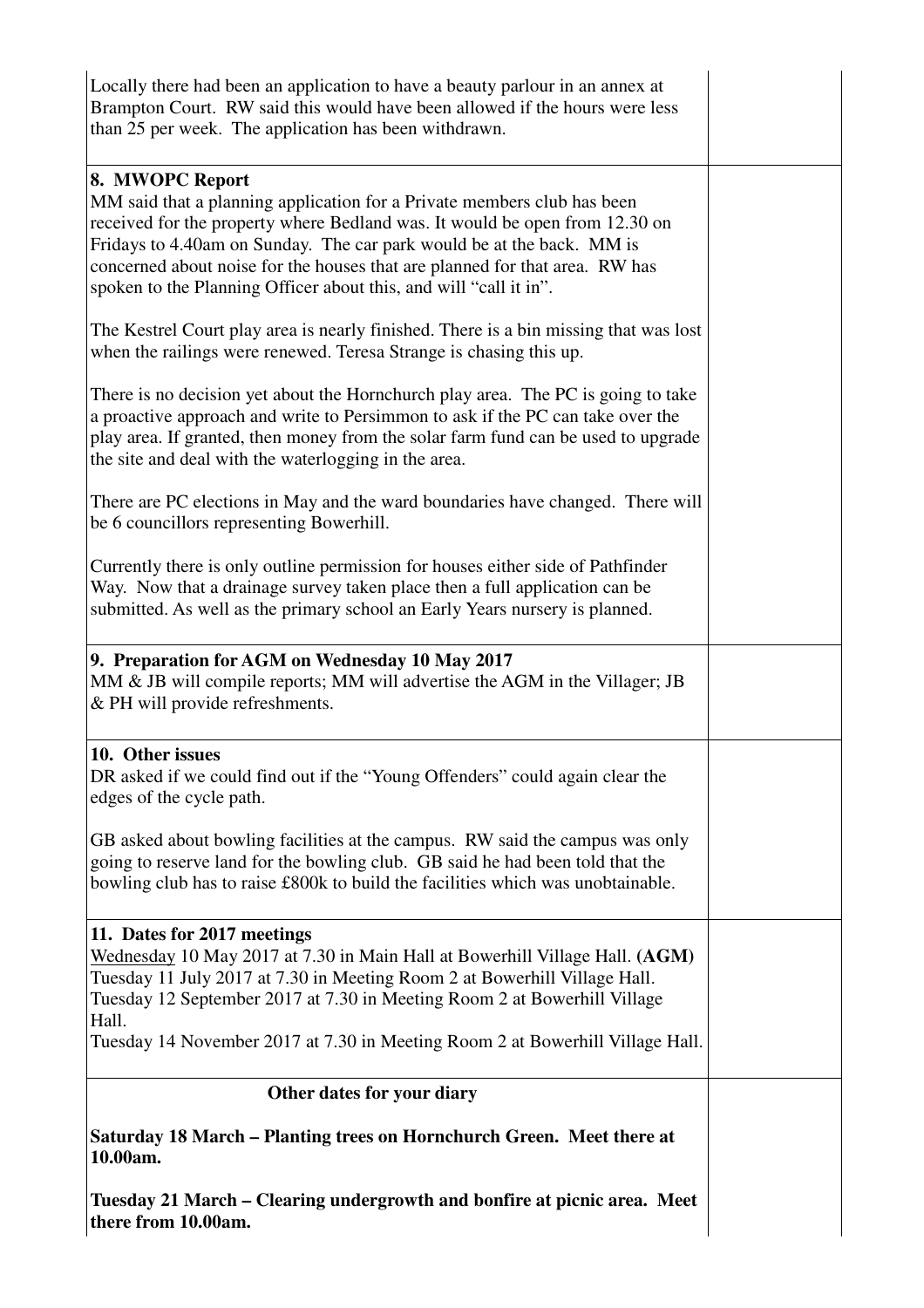Locally there had been an application to have a beauty parlour in an annex at Brampton Court. RW said this would have been allowed if the hours were less than 25 per week. The application has been withdrawn.

**8. MWOPC Report**

MM said that a planning application for a Private members club has been received for the property where Bedland was. It would be open from 12.30 on Fridays to 4.40am on Sunday. The car park would be at the back. MM is concerned about noise for the houses that are planned for that area. RW has spoken to the Planning Officer about this, and will "call it in".

The Kestrel Court play area is nearly finished. There is a bin missing that was lost when the railings were renewed. Teresa Strange is chasing this up.

There is no decision yet about the Hornchurch play area. The PC is going to take a proactive approach and write to Persimmon to ask if the PC can take over the play area. If granted, then money from the solar farm fund can be used to upgrade the site and deal with the waterlogging in the area.

There are PC elections in May and the ward boundaries have changed. There will be 6 councillors representing Bowerhill.

Currently there is only outline permission for houses either side of Pathfinder Way. Now that a drainage survey taken place then a full application can be submitted. As well as the primary school an Early Years nursery is planned.

**9. Preparation for AGM on Wednesday 10 May 2017**

MM & JB will compile reports; MM will advertise the AGM in the Villager; JB & PH will provide refreshments.

**10. Other issues**

DR asked if we could find out if the "Young Offenders" could again clear the edges of the cycle path.

GB asked about bowling facilities at the campus. RW said the campus was only going to reserve land for the bowling club. GB said he had been told that the bowling club has to raise £800k to build the facilities which was unobtainable.

**11. Dates for 2017 meetings**

Wednesday 10 May 2017 at 7.30 in Main Hall at Bowerhill Village Hall. **(AGM)**
Tuesday 11 July 2017 at 7.30 in Meeting Room 2 at Bowerhill Village Hall.
Tuesday 12 September 2017 at 7.30 in Meeting Room 2 at Bowerhill Village Hall.
Tuesday 14 November 2017 at 7.30 in Meeting Room 2 at Bowerhill Village Hall.

**Other dates for your diary**

**Saturday 18 March – Planting trees on Hornchurch Green. Meet there at 10.00am.**

**Tuesday 21 March – Clearing undergrowth and bonfire at picnic area. Meet there from 10.00am.**